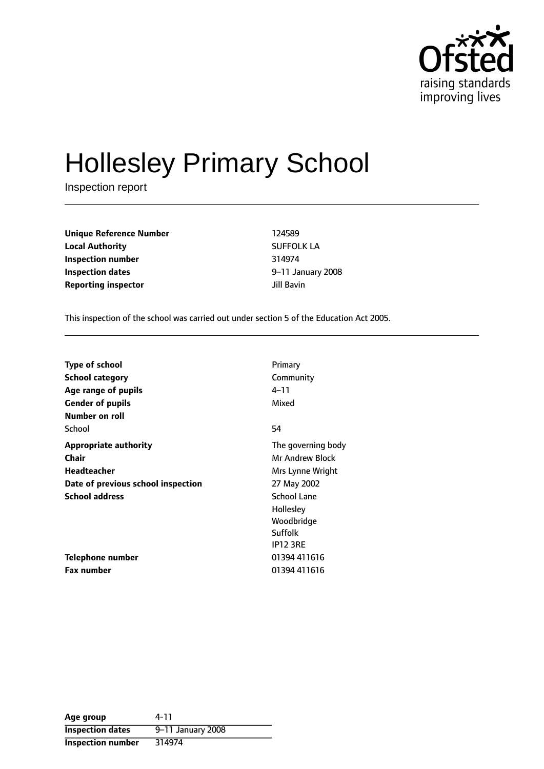# Hollesley Primary School

Inspection report

| | |
|---|---|
| **Unique Reference Number** | 124589 |
| **Local Authority** | SUFFOLK LA |
| **Inspection number** | 314974 |
| **Inspection dates** | 9–11 January 2008 |
| **Reporting inspector** | Jill Bavin |

This inspection of the school was carried out under section 5 of the Education Act 2005.

| | |
|---|---|
| **Type of school** | Primary |
| **School category** | Community |
| **Age range of pupils** | 4–11 |
| **Gender of pupils** | Mixed |
| **Number on roll** | |
| School | 54 |
| **Appropriate authority** | The governing body |
| **Chair** | Mr Andrew Block |
| **Headteacher** | Mrs Lynne Wright |
| **Date of previous school inspection** | 27 May 2002 |
| **School address** | School Lane<br>Hollesley<br>Woodbridge<br>Suffolk<br>IP12 3RE |
| **Telephone number** | 01394 411616 |
| **Fax number** | 01394 411616 |

| | |
|---|---|
| **Age group** | 4-11 |
| **Inspection dates** | 9–11 January 2008 |
| **Inspection number** | 314974 |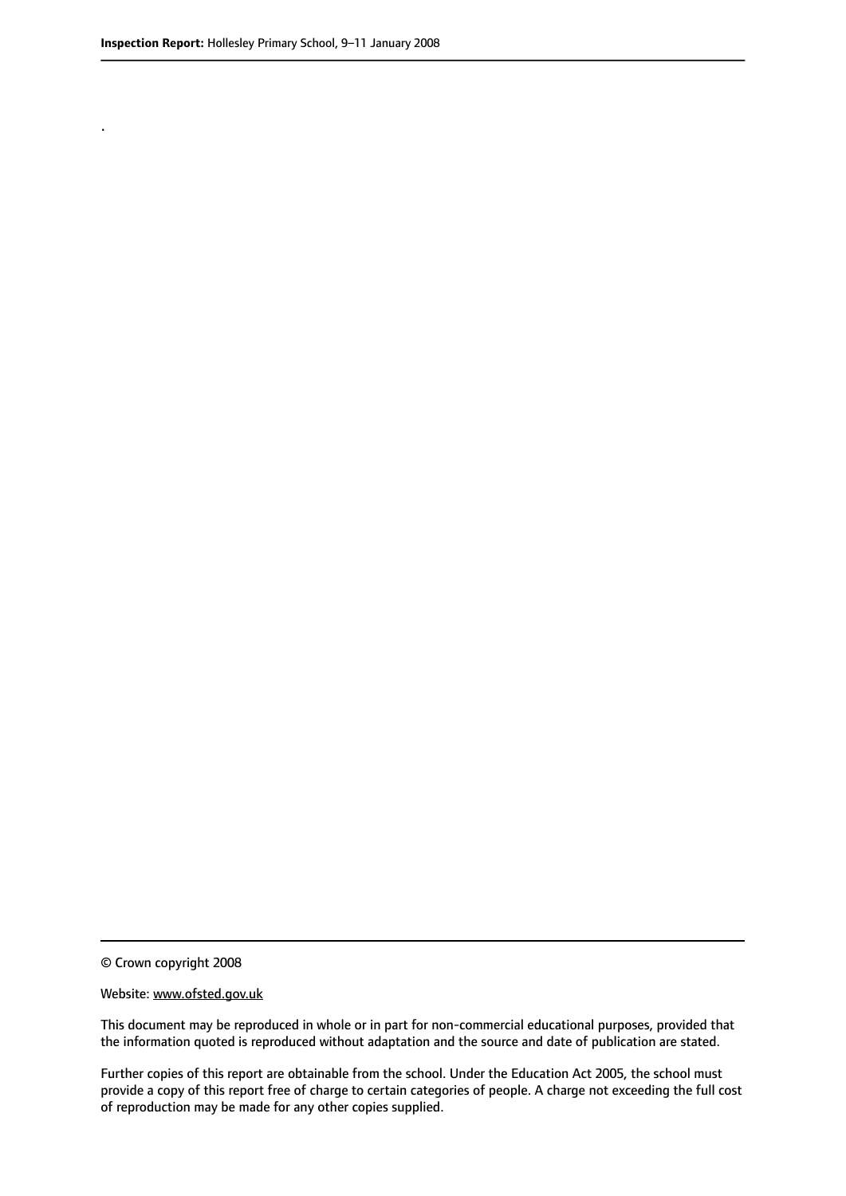.

© Crown copyright 2008

Website: www.ofsted.gov.uk

This document may be reproduced in whole or in part for non-commercial educational purposes, provided that the information quoted is reproduced without adaptation and the source and date of publication are stated.

Further copies of this report are obtainable from the school. Under the Education Act 2005, the school must provide a copy of this report free of charge to certain categories of people. A charge not exceeding the full cost of reproduction may be made for any other copies supplied.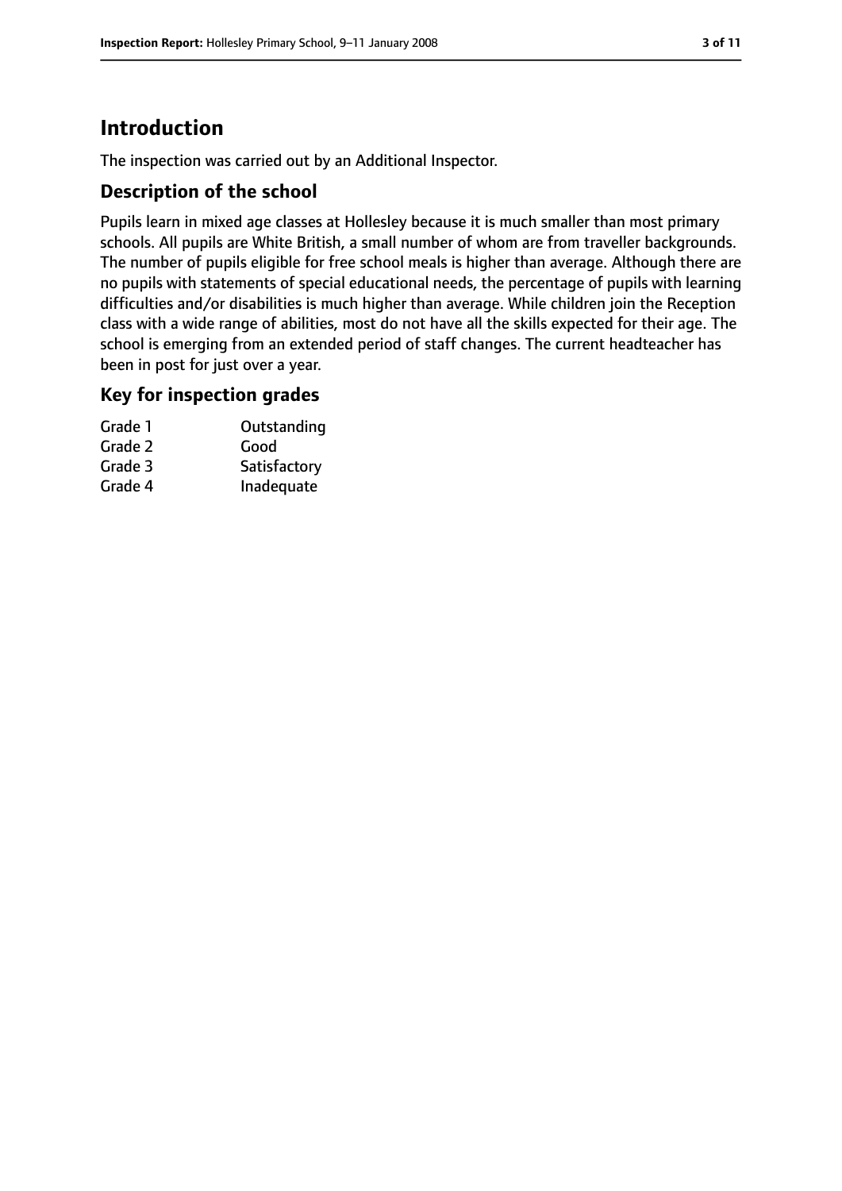# Introduction

The inspection was carried out by an Additional Inspector.

## Description of the school

Pupils learn in mixed age classes at Hollesley because it is much smaller than most primary schools. All pupils are White British, a small number of whom are from traveller backgrounds. The number of pupils eligible for free school meals is higher than average. Although there are no pupils with statements of special educational needs, the percentage of pupils with learning difficulties and/or disabilities is much higher than average. While children join the Reception class with a wide range of abilities, most do not have all the skills expected for their age. The school is emerging from an extended period of staff changes. The current headteacher has been in post for just over a year.

## Key for inspection grades

| | |
|---|---|
| Grade 1 | Outstanding |
| Grade 2 | Good |
| Grade 3 | Satisfactory |
| Grade 4 | Inadequate |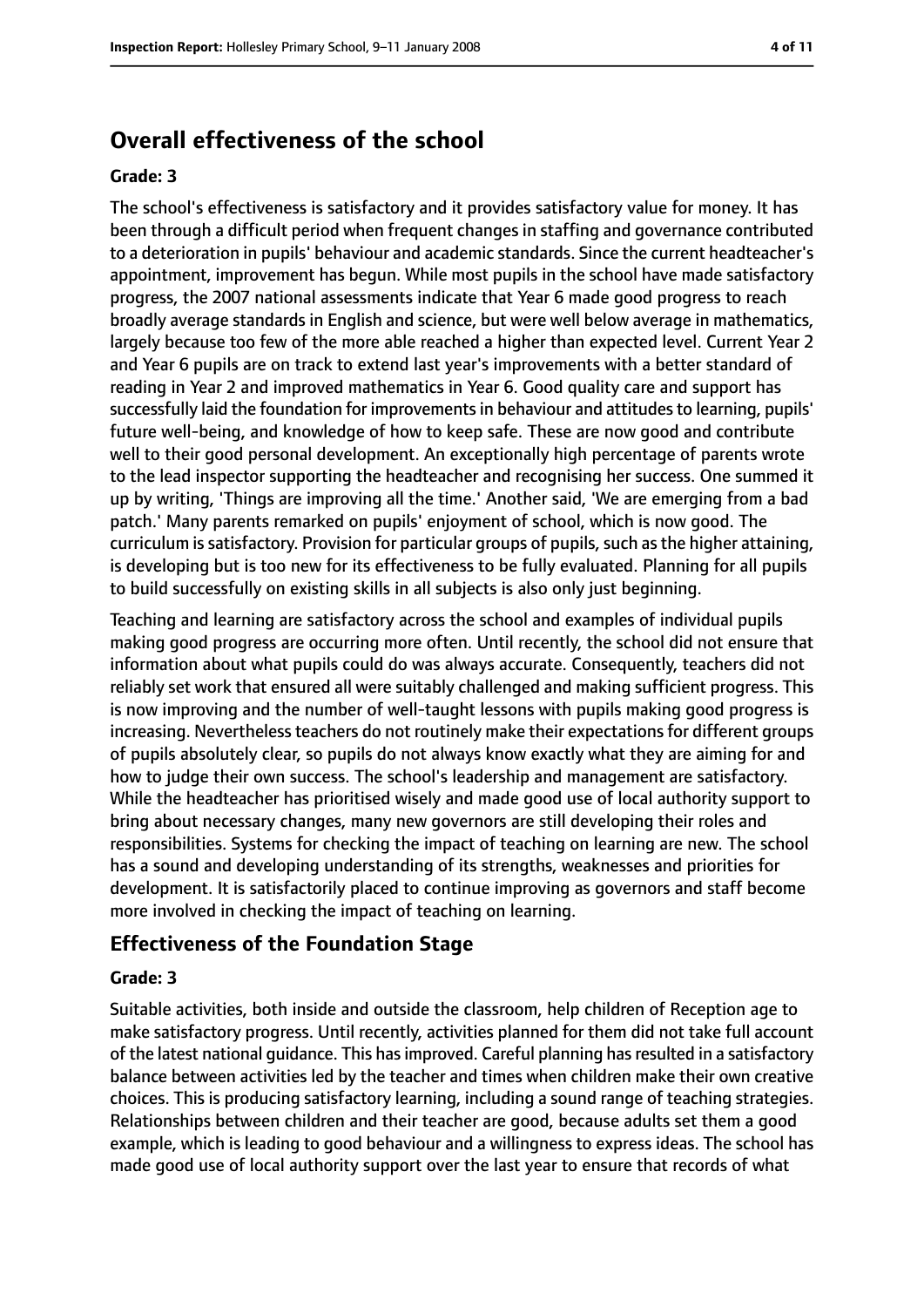## Overall effectiveness of the school

#### Grade: 3

The school's effectiveness is satisfactory and it provides satisfactory value for money. It has been through a difficult period when frequent changes in staffing and governance contributed to a deterioration in pupils' behaviour and academic standards. Since the current headteacher's appointment, improvement has begun. While most pupils in the school have made satisfactory progress, the 2007 national assessments indicate that Year 6 made good progress to reach broadly average standards in English and science, but were well below average in mathematics, largely because too few of the more able reached a higher than expected level. Current Year 2 and Year 6 pupils are on track to extend last year's improvements with a better standard of reading in Year 2 and improved mathematics in Year 6. Good quality care and support has successfully laid the foundation for improvements in behaviour and attitudes to learning, pupils' future well-being, and knowledge of how to keep safe. These are now good and contribute well to their good personal development. An exceptionally high percentage of parents wrote to the lead inspector supporting the headteacher and recognising her success. One summed it up by writing, 'Things are improving all the time.' Another said, 'We are emerging from a bad patch.' Many parents remarked on pupils' enjoyment of school, which is now good. The curriculum is satisfactory. Provision for particular groups of pupils, such as the higher attaining, is developing but is too new for its effectiveness to be fully evaluated. Planning for all pupils to build successfully on existing skills in all subjects is also only just beginning.

Teaching and learning are satisfactory across the school and examples of individual pupils making good progress are occurring more often. Until recently, the school did not ensure that information about what pupils could do was always accurate. Consequently, teachers did not reliably set work that ensured all were suitably challenged and making sufficient progress. This is now improving and the number of well-taught lessons with pupils making good progress is increasing. Nevertheless teachers do not routinely make their expectations for different groups of pupils absolutely clear, so pupils do not always know exactly what they are aiming for and how to judge their own success. The school's leadership and management are satisfactory. While the headteacher has prioritised wisely and made good use of local authority support to bring about necessary changes, many new governors are still developing their roles and responsibilities. Systems for checking the impact of teaching on learning are new. The school has a sound and developing understanding of its strengths, weaknesses and priorities for development. It is satisfactorily placed to continue improving as governors and staff become more involved in checking the impact of teaching on learning.

### Effectiveness of the Foundation Stage

#### Grade: 3

Suitable activities, both inside and outside the classroom, help children of Reception age to make satisfactory progress. Until recently, activities planned for them did not take full account of the latest national guidance. This has improved. Careful planning has resulted in a satisfactory balance between activities led by the teacher and times when children make their own creative choices. This is producing satisfactory learning, including a sound range of teaching strategies. Relationships between children and their teacher are good, because adults set them a good example, which is leading to good behaviour and a willingness to express ideas. The school has made good use of local authority support over the last year to ensure that records of what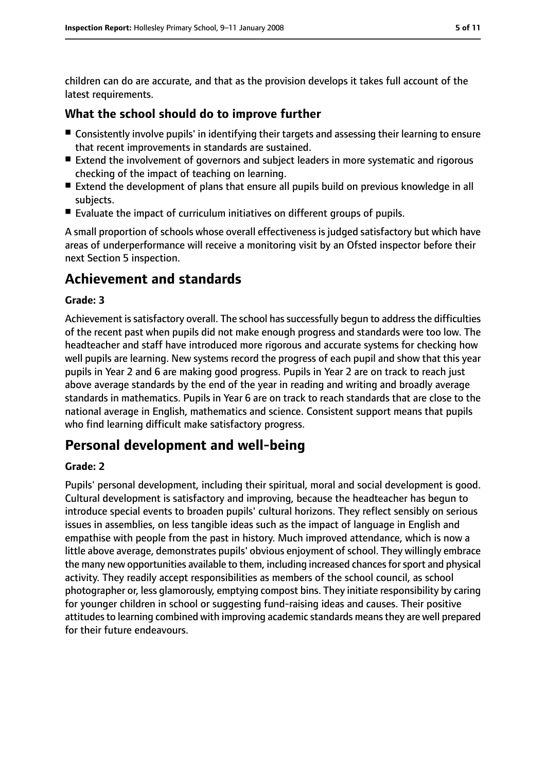children can do are accurate, and that as the provision develops it takes full account of the latest requirements.

### What the school should do to improve further

- Consistently involve pupils' in identifying their targets and assessing their learning to ensure that recent improvements in standards are sustained.
- Extend the involvement of governors and subject leaders in more systematic and rigorous checking of the impact of teaching on learning.
- Extend the development of plans that ensure all pupils build on previous knowledge in all subjects.
- Evaluate the impact of curriculum initiatives on different groups of pupils.

A small proportion of schools whose overall effectiveness is judged satisfactory but which have areas of underperformance will receive a monitoring visit by an Ofsted inspector before their next Section 5 inspection.

## Achievement and standards

**Grade: 3**

Achievement is satisfactory overall. The school has successfully begun to address the difficulties of the recent past when pupils did not make enough progress and standards were too low. The headteacher and staff have introduced more rigorous and accurate systems for checking how well pupils are learning. New systems record the progress of each pupil and show that this year pupils in Year 2 and 6 are making good progress. Pupils in Year 2 are on track to reach just above average standards by the end of the year in reading and writing and broadly average standards in mathematics. Pupils in Year 6 are on track to reach standards that are close to the national average in English, mathematics and science. Consistent support means that pupils who find learning difficult make satisfactory progress.

## Personal development and well-being

**Grade: 2**

Pupils' personal development, including their spiritual, moral and social development is good. Cultural development is satisfactory and improving, because the headteacher has begun to introduce special events to broaden pupils' cultural horizons. They reflect sensibly on serious issues in assemblies, on less tangible ideas such as the impact of language in English and empathise with people from the past in history. Much improved attendance, which is now a little above average, demonstrates pupils' obvious enjoyment of school. They willingly embrace the many new opportunities available to them, including increased chances for sport and physical activity. They readily accept responsibilities as members of the school council, as school photographer or, less glamorously, emptying compost bins. They initiate responsibility by caring for younger children in school or suggesting fund-raising ideas and causes. Their positive attitudes to learning combined with improving academic standards means they are well prepared for their future endeavours.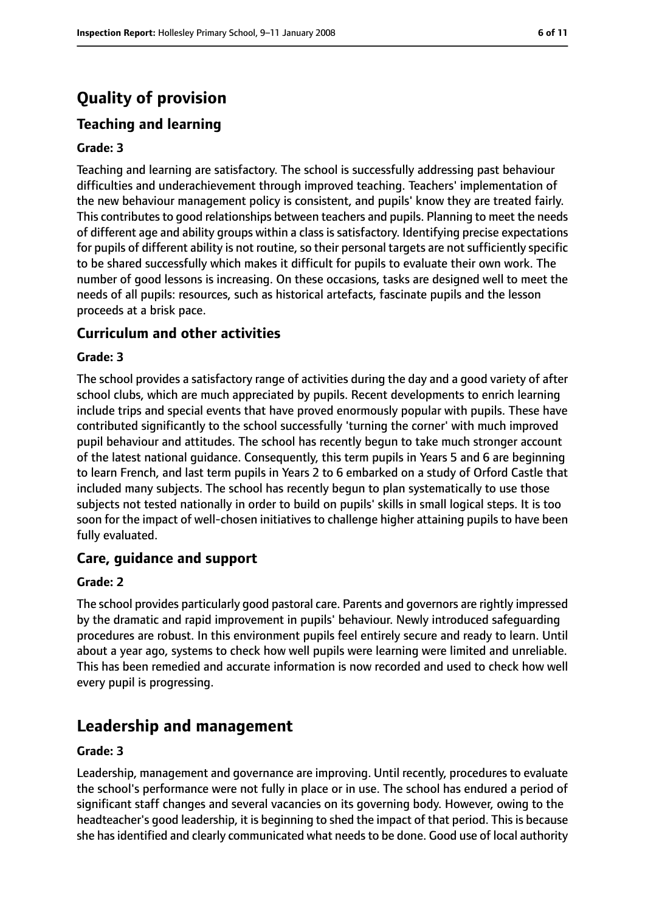# Quality of provision

## Teaching and learning

### Grade: 3

Teaching and learning are satisfactory. The school is successfully addressing past behaviour difficulties and underachievement through improved teaching. Teachers' implementation of the new behaviour management policy is consistent, and pupils' know they are treated fairly. This contributes to good relationships between teachers and pupils. Planning to meet the needs of different age and ability groups within a class is satisfactory. Identifying precise expectations for pupils of different ability is not routine, so their personal targets are not sufficiently specific to be shared successfully which makes it difficult for pupils to evaluate their own work. The number of good lessons is increasing. On these occasions, tasks are designed well to meet the needs of all pupils: resources, such as historical artefacts, fascinate pupils and the lesson proceeds at a brisk pace.

## Curriculum and other activities

### Grade: 3

The school provides a satisfactory range of activities during the day and a good variety of after school clubs, which are much appreciated by pupils. Recent developments to enrich learning include trips and special events that have proved enormously popular with pupils. These have contributed significantly to the school successfully 'turning the corner' with much improved pupil behaviour and attitudes. The school has recently begun to take much stronger account of the latest national guidance. Consequently, this term pupils in Years 5 and 6 are beginning to learn French, and last term pupils in Years 2 to 6 embarked on a study of Orford Castle that included many subjects. The school has recently begun to plan systematically to use those subjects not tested nationally in order to build on pupils' skills in small logical steps. It is too soon for the impact of well-chosen initiatives to challenge higher attaining pupils to have been fully evaluated.

## Care, guidance and support

### Grade: 2

The school provides particularly good pastoral care. Parents and governors are rightly impressed by the dramatic and rapid improvement in pupils' behaviour. Newly introduced safeguarding procedures are robust. In this environment pupils feel entirely secure and ready to learn. Until about a year ago, systems to check how well pupils were learning were limited and unreliable. This has been remedied and accurate information is now recorded and used to check how well every pupil is progressing.

# Leadership and management

### Grade: 3

Leadership, management and governance are improving. Until recently, procedures to evaluate the school's performance were not fully in place or in use. The school has endured a period of significant staff changes and several vacancies on its governing body. However, owing to the headteacher's good leadership, it is beginning to shed the impact of that period. This is because she has identified and clearly communicated what needs to be done. Good use of local authority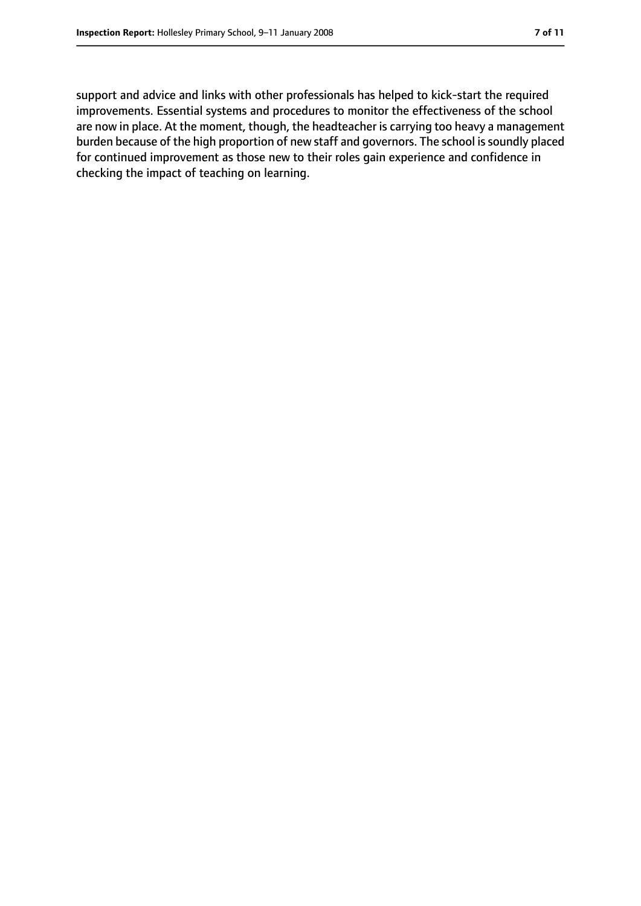support and advice and links with other professionals has helped to kick-start the required improvements. Essential systems and procedures to monitor the effectiveness of the school are now in place. At the moment, though, the headteacher is carrying too heavy a management burden because of the high proportion of new staff and governors. The school is soundly placed for continued improvement as those new to their roles gain experience and confidence in checking the impact of teaching on learning.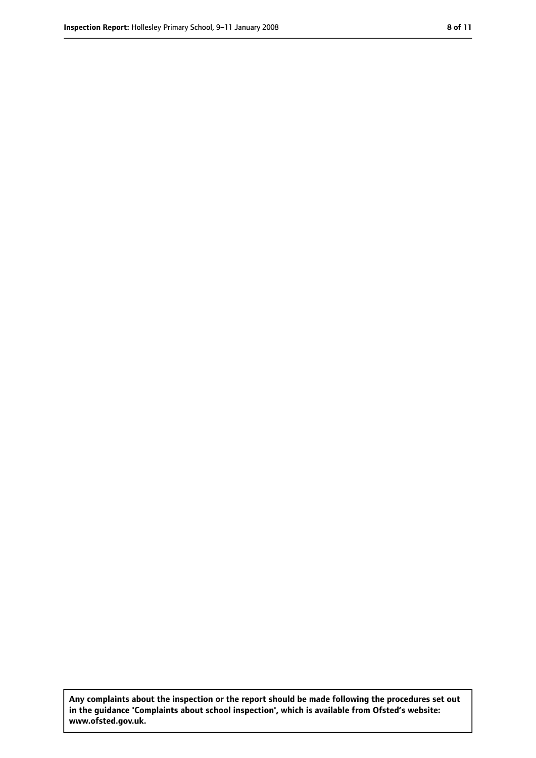**Any complaints about the inspection or the report should be made following the procedures set out in the guidance 'Complaints about school inspection', which is available from Ofsted's website: www.ofsted.gov.uk.**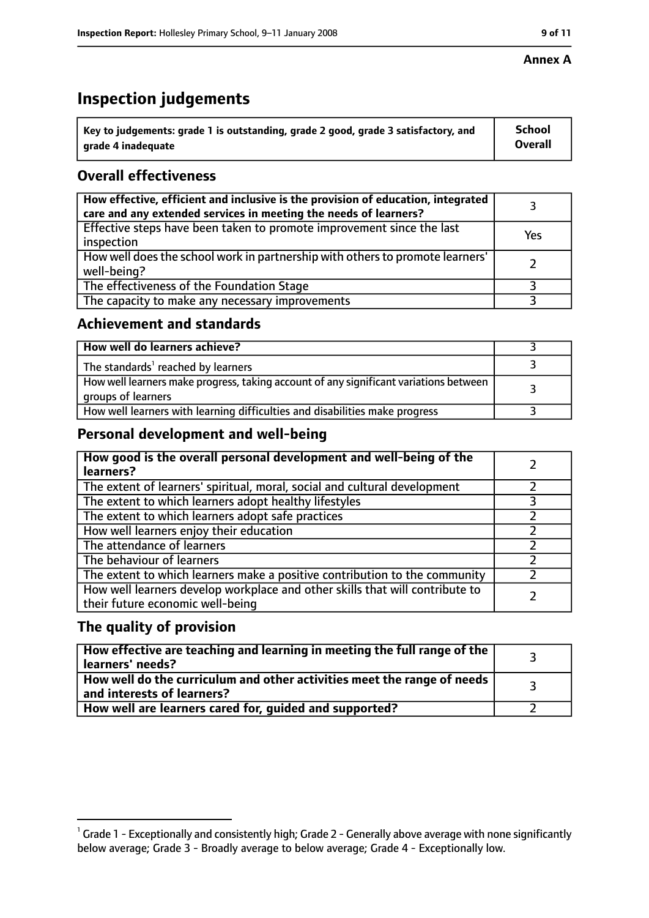**Annex A**

# Inspection judgements

| Key to judgements: grade 1 is outstanding, grade 2 good, grade 3 satisfactory, and grade 4 inadequate | School Overall |
|---|---|

## Overall effectiveness

| | |
|---|---|
| **How effective, efficient and inclusive is the provision of education, integrated care and any extended services in meeting the needs of learners?** | 3 |
| Effective steps have been taken to promote improvement since the last inspection | Yes |
| How well does the school work in partnership with others to promote learners' well-being? | 2 |
| The effectiveness of the Foundation Stage | 3 |
| The capacity to make any necessary improvements | 3 |

## Achievement and standards

| | |
|---|---|
| **How well do learners achieve?** | 3 |
| The standards[1] reached by learners | 3 |
| How well learners make progress, taking account of any significant variations between groups of learners | 3 |
| How well learners with learning difficulties and disabilities make progress | 3 |

## Personal development and well-being

| | |
|---|---|
| **How good is the overall personal development and well-being of the learners?** | 2 |
| The extent of learners' spiritual, moral, social and cultural development | 2 |
| The extent to which learners adopt healthy lifestyles | 3 |
| The extent to which learners adopt safe practices | 2 |
| How well learners enjoy their education | 2 |
| The attendance of learners | 2 |
| The behaviour of learners | 2 |
| The extent to which learners make a positive contribution to the community | 2 |
| How well learners develop workplace and other skills that will contribute to their future economic well-being | 2 |

## The quality of provision

| | |
|---|---|
| **How effective are teaching and learning in meeting the full range of the learners' needs?** | 3 |
| **How well do the curriculum and other activities meet the range of needs and interests of learners?** | 3 |
| **How well are learners cared for, guided and supported?** | 2 |

[1] Grade 1 - Exceptionally and consistently high; Grade 2 - Generally above average with none significantly below average; Grade 3 - Broadly average to below average; Grade 4 - Exceptionally low.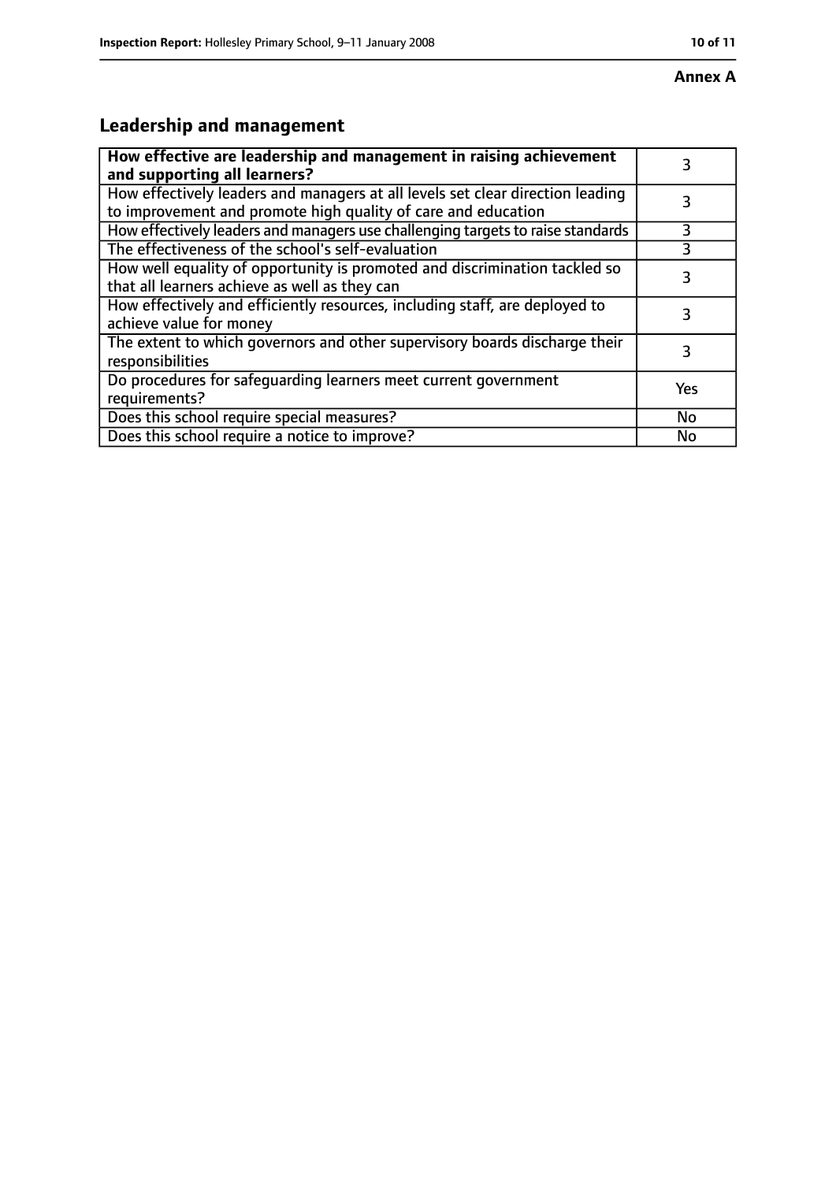**Annex A**

## Leadership and management

| **How effective are leadership and management in raising achievement and supporting all learners?** | 3 |
|---|---|
| How effectively leaders and managers at all levels set clear direction leading to improvement and promote high quality of care and education | 3 |
| How effectively leaders and managers use challenging targets to raise standards | 3 |
| The effectiveness of the school's self-evaluation | 3 |
| How well equality of opportunity is promoted and discrimination tackled so that all learners achieve as well as they can | 3 |
| How effectively and efficiently resources, including staff, are deployed to achieve value for money | 3 |
| The extent to which governors and other supervisory boards discharge their responsibilities | 3 |
| Do procedures for safeguarding learners meet current government requirements? | Yes |
| Does this school require special measures? | No |
| Does this school require a notice to improve? | No |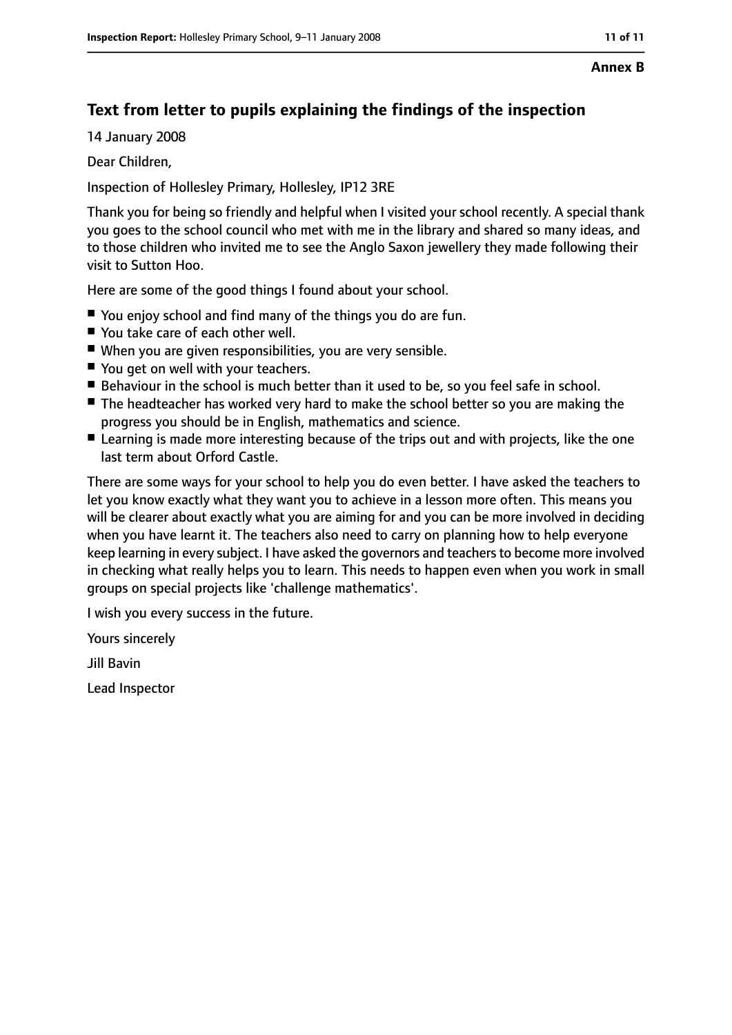Annex B

## Text from letter to pupils explaining the findings of the inspection

14 January 2008

Dear Children,

Inspection of Hollesley Primary, Hollesley, IP12 3RE

Thank you for being so friendly and helpful when I visited your school recently. A special thank you goes to the school council who met with me in the library and shared so many ideas, and to those children who invited me to see the Anglo Saxon jewellery they made following their visit to Sutton Hoo.

Here are some of the good things I found about your school.

- You enjoy school and find many of the things you do are fun.
- You take care of each other well.
- When you are given responsibilities, you are very sensible.
- You get on well with your teachers.
- Behaviour in the school is much better than it used to be, so you feel safe in school.
- The headteacher has worked very hard to make the school better so you are making the progress you should be in English, mathematics and science.
- Learning is made more interesting because of the trips out and with projects, like the one last term about Orford Castle.

There are some ways for your school to help you do even better. I have asked the teachers to let you know exactly what they want you to achieve in a lesson more often. This means you will be clearer about exactly what you are aiming for and you can be more involved in deciding when you have learnt it. The teachers also need to carry on planning how to help everyone keep learning in every subject. I have asked the governors and teachers to become more involved in checking what really helps you to learn. This needs to happen even when you work in small groups on special projects like 'challenge mathematics'.

I wish you every success in the future.

Yours sincerely

Jill Bavin

Lead Inspector